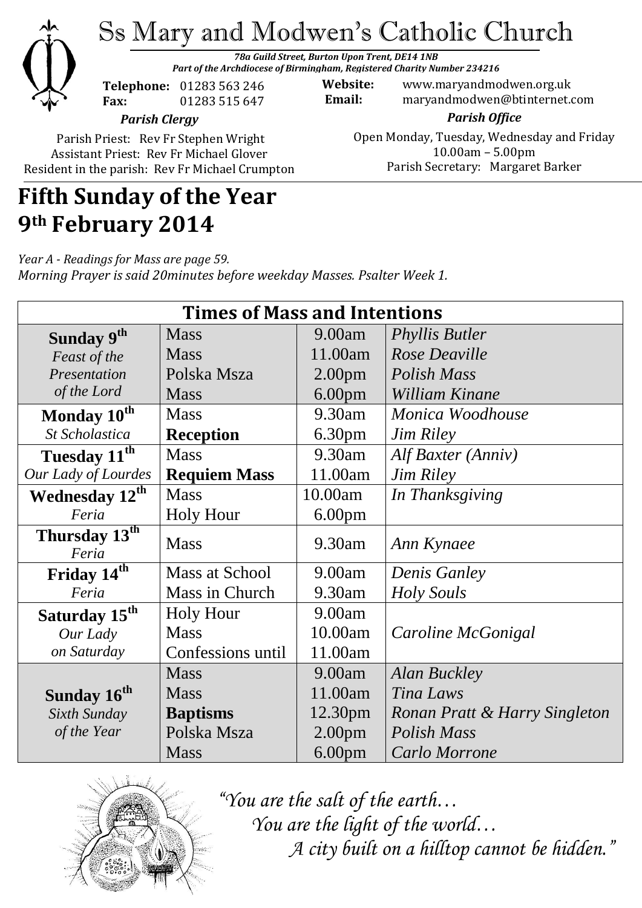# Ss Mary and Modwen's Catholic Church

*78a Guild Street, Burton Upon Trent, DE14 1NB*
*Part of the Archdiocese of Birmingham, Registered Charity Number 234216*

**Telephone:** 01283 563 246
**Fax:** 01283 515 647

**Website:** www.maryandmodwen.org.uk
**Email:** maryandmodwen@btinternet.com

***Parish Clergy***

Parish Priest: Rev Fr Stephen Wright
Assistant Priest: Rev Fr Michael Glover
Resident in the parish: Rev Fr Michael Crumpton

***Parish Office***

Open Monday, Tuesday, Wednesday and Friday
10.00am – 5.00pm
Parish Secretary: Margaret Barker

# Fifth Sunday of the Year
# 9th February 2014

*Year A - Readings for Mass are page 59.*
*Morning Prayer is said 20minutes before weekday Masses. Psalter Week 1.*

| Times of Mass and Intentions | | | |
|---|---|---|---|
| **Sunday 9th** *Feast of the Presentation of the Lord* | Mass | 9.00am | *Phyllis Butler* |
| | Mass | 11.00am | *Rose Deaville* |
| | Polska Msza | 2.00pm | *Polish Mass* |
| | Mass | 6.00pm | *William Kinane* |
| **Monday 10th** *St Scholastica* | Mass | 9.30am | *Monica Woodhouse* |
| | **Reception** | 6.30pm | *Jim Riley* |
| **Tuesday 11th** *Our Lady of Lourdes* | Mass | 9.30am | *Alf Baxter (Anniv)* |
| | **Requiem Mass** | 11.00am | *Jim Riley* |
| **Wednesday 12th** *Feria* | Mass | 10.00am | *In Thanksgiving* |
| | Holy Hour | 6.00pm | |
| **Thursday 13th** *Feria* | Mass | 9.30am | *Ann Kynaee* |
| **Friday 14th** *Feria* | Mass at School | 9.00am | *Denis Ganley* |
| | Mass in Church | 9.30am | *Holy Souls* |
| **Saturday 15th** *Our Lady on Saturday* | Holy Hour | 9.00am | |
| | Mass | 10.00am | *Caroline McGonigal* |
| | Confessions until | 11.00am | |
| **Sunday 16th** *Sixth Sunday of the Year* | Mass | 9.00am | *Alan Buckley* |
| | Mass | 11.00am | *Tina Laws* |
| | **Baptisms** | 12.30pm | *Ronan Pratt & Harry Singleton* |
| | Polska Msza | 2.00pm | *Polish Mass* |
| | Mass | 6.00pm | *Carlo Morrone* |

*"You are the salt of the earth…*
*You are the light of the world…*
*A city built on a hilltop cannot be hidden."*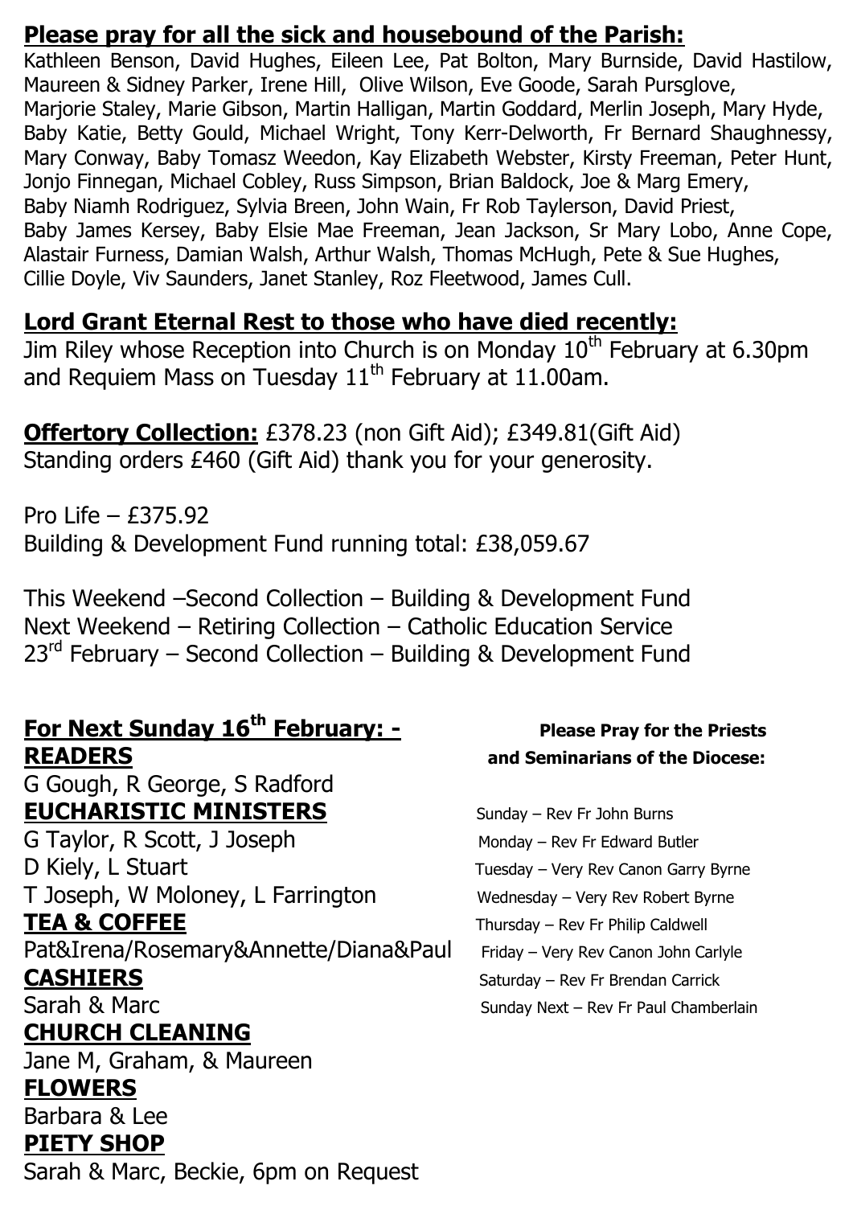**Please pray for all the sick and housebound of the Parish:**

Kathleen Benson, David Hughes, Eileen Lee, Pat Bolton, Mary Burnside, David Hastilow, Maureen & Sidney Parker, Irene Hill, Olive Wilson, Eve Goode, Sarah Pursglove, Marjorie Staley, Marie Gibson, Martin Halligan, Martin Goddard, Merlin Joseph, Mary Hyde, Baby Katie, Betty Gould, Michael Wright, Tony Kerr-Delworth, Fr Bernard Shaughnessy, Mary Conway, Baby Tomasz Weedon, Kay Elizabeth Webster, Kirsty Freeman, Peter Hunt, Jonjo Finnegan, Michael Cobley, Russ Simpson, Brian Baldock, Joe & Marg Emery, Baby Niamh Rodriguez, Sylvia Breen, John Wain, Fr Rob Taylerson, David Priest, Baby James Kersey, Baby Elsie Mae Freeman, Jean Jackson, Sr Mary Lobo, Anne Cope, Alastair Furness, Damian Walsh, Arthur Walsh, Thomas McHugh, Pete & Sue Hughes, Cillie Doyle, Viv Saunders, Janet Stanley, Roz Fleetwood, James Cull.

**Lord Grant Eternal Rest to those who have died recently:**

Jim Riley whose Reception into Church is on Monday 10th February at 6.30pm and Requiem Mass on Tuesday 11th February at 11.00am.

**Offertory Collection:** £378.23 (non Gift Aid); £349.81(Gift Aid)
Standing orders £460 (Gift Aid) thank you for your generosity.

Pro Life – £375.92
Building & Development Fund running total: £38,059.67

This Weekend –Second Collection – Building & Development Fund
Next Weekend – Retiring Collection – Catholic Education Service
23rd February – Second Collection – Building & Development Fund

**For Next Sunday 16th February: -**

**READERS**
G Gough, R George, S Radford

**EUCHARISTIC MINISTERS**
G Taylor, R Scott, J Joseph
D Kiely, L Stuart
T Joseph, W Moloney, L Farrington

**TEA & COFFEE**
Pat&Irena/Rosemary&Annette/Diana&Paul

**CASHIERS**
Sarah & Marc

**CHURCH CLEANING**
Jane M, Graham, & Maureen

**FLOWERS**
Barbara & Lee

**PIETY SHOP**
Sarah & Marc, Beckie, 6pm on Request

**Please Pray for the Priests and Seminarians of the Diocese:**

Sunday – Rev Fr John Burns
Monday – Rev Fr Edward Butler
Tuesday – Very Rev Canon Garry Byrne
Wednesday – Very Rev Robert Byrne
Thursday – Rev Fr Philip Caldwell
Friday – Very Rev Canon John Carlyle
Saturday – Rev Fr Brendan Carrick
Sunday Next – Rev Fr Paul Chamberlain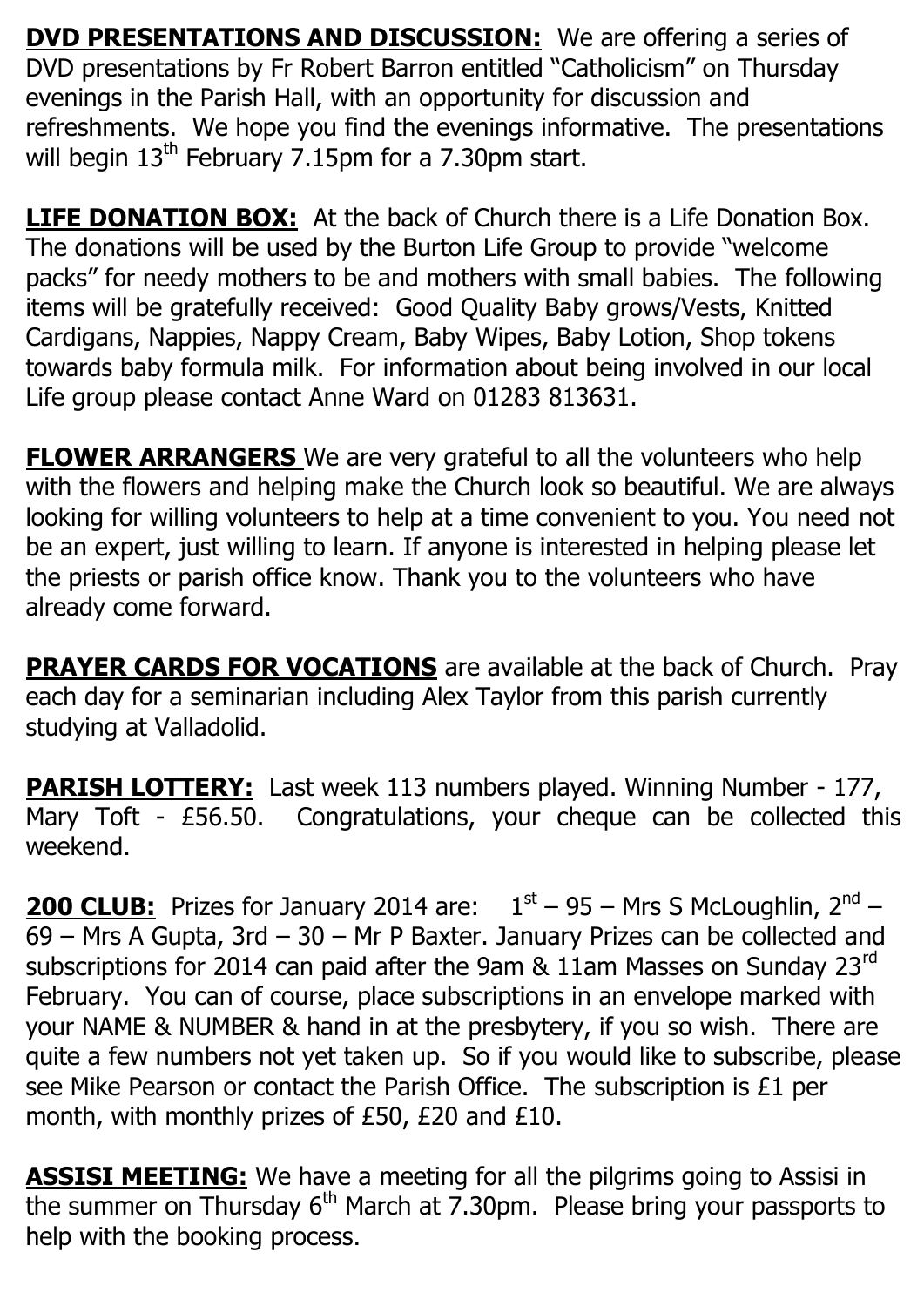**DVD PRESENTATIONS AND DISCUSSION:** We are offering a series of DVD presentations by Fr Robert Barron entitled "Catholicism" on Thursday evenings in the Parish Hall, with an opportunity for discussion and refreshments. We hope you find the evenings informative. The presentations will begin 13th February 7.15pm for a 7.30pm start.

**LIFE DONATION BOX:** At the back of Church there is a Life Donation Box. The donations will be used by the Burton Life Group to provide "welcome packs" for needy mothers to be and mothers with small babies. The following items will be gratefully received: Good Quality Baby grows/Vests, Knitted Cardigans, Nappies, Nappy Cream, Baby Wipes, Baby Lotion, Shop tokens towards baby formula milk. For information about being involved in our local Life group please contact Anne Ward on 01283 813631.

**FLOWER ARRANGERS** We are very grateful to all the volunteers who help with the flowers and helping make the Church look so beautiful. We are always looking for willing volunteers to help at a time convenient to you. You need not be an expert, just willing to learn. If anyone is interested in helping please let the priests or parish office know. Thank you to the volunteers who have already come forward.

**PRAYER CARDS FOR VOCATIONS** are available at the back of Church. Pray each day for a seminarian including Alex Taylor from this parish currently studying at Valladolid.

**PARISH LOTTERY:** Last week 113 numbers played. Winning Number - 177, Mary Toft - £56.50. Congratulations, your cheque can be collected this weekend.

**200 CLUB:** Prizes for January 2014 are: 1st – 95 – Mrs S McLoughlin, 2nd – 69 – Mrs A Gupta, 3rd – 30 – Mr P Baxter. January Prizes can be collected and subscriptions for 2014 can paid after the 9am & 11am Masses on Sunday 23rd February. You can of course, place subscriptions in an envelope marked with your NAME & NUMBER & hand in at the presbytery, if you so wish. There are quite a few numbers not yet taken up. So if you would like to subscribe, please see Mike Pearson or contact the Parish Office. The subscription is £1 per month, with monthly prizes of £50, £20 and £10.

**ASSISI MEETING:** We have a meeting for all the pilgrims going to Assisi in the summer on Thursday 6th March at 7.30pm. Please bring your passports to help with the booking process.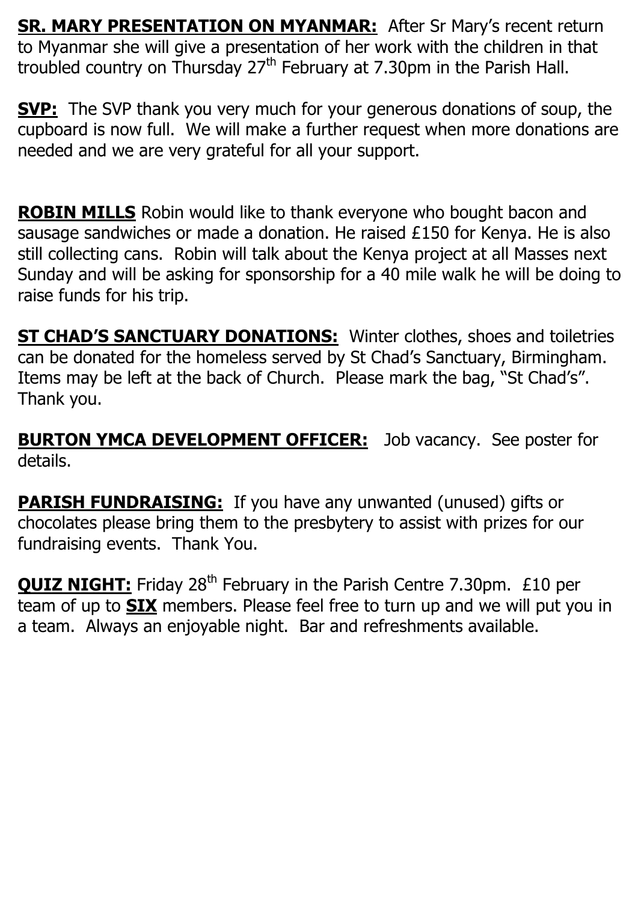**SR. MARY PRESENTATION ON MYANMAR:** After Sr Mary's recent return to Myanmar she will give a presentation of her work with the children in that troubled country on Thursday 27th February at 7.30pm in the Parish Hall.

**SVP:** The SVP thank you very much for your generous donations of soup, the cupboard is now full. We will make a further request when more donations are needed and we are very grateful for all your support.

**ROBIN MILLS** Robin would like to thank everyone who bought bacon and sausage sandwiches or made a donation. He raised £150 for Kenya. He is also still collecting cans. Robin will talk about the Kenya project at all Masses next Sunday and will be asking for sponsorship for a 40 mile walk he will be doing to raise funds for his trip.

**ST CHAD'S SANCTUARY DONATIONS:** Winter clothes, shoes and toiletries can be donated for the homeless served by St Chad's Sanctuary, Birmingham. Items may be left at the back of Church. Please mark the bag, "St Chad's". Thank you.

**BURTON YMCA DEVELOPMENT OFFICER:** Job vacancy. See poster for details.

**PARISH FUNDRAISING:** If you have any unwanted (unused) gifts or chocolates please bring them to the presbytery to assist with prizes for our fundraising events. Thank You.

**QUIZ NIGHT:** Friday 28th February in the Parish Centre 7.30pm. £10 per team of up to **SIX** members. Please feel free to turn up and we will put you in a team. Always an enjoyable night. Bar and refreshments available.